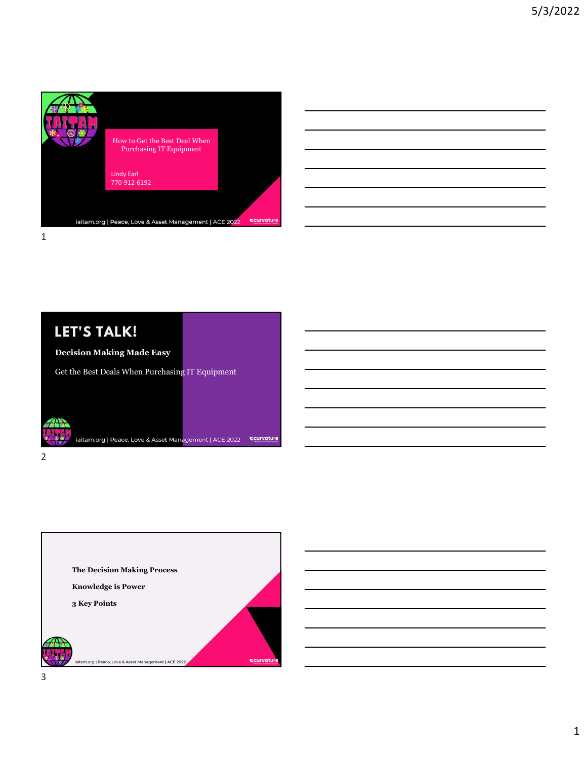How to Get the Best Deal When Purchasing IT Equipment

Lindy Earl
770-912-6192

iaitam.org | Peace, Love & Asset Management | ACE 2022

## LET'S TALK!

**Decision Making Made Easy**

Get the Best Deals When Purchasing IT Equipment

iaitam.org | Peace, Love & Asset Management | ACE 2022

**The Decision Making Process**

**Knowledge is Power**

**3 Key Points**

iaitam.org | Peace, Love & Asset Management | ACE 2022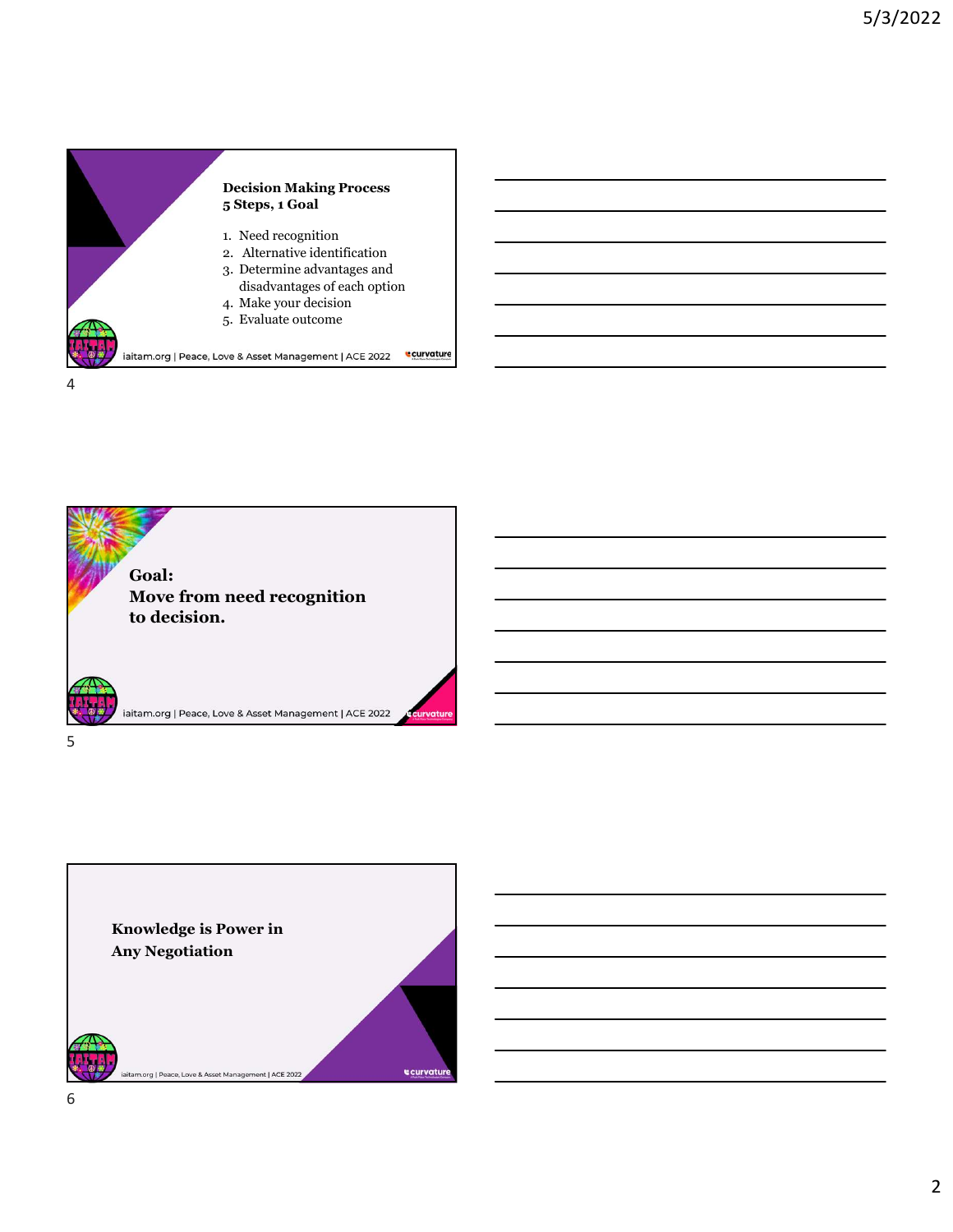## Decision Making Process
## 5 Steps, 1 Goal

1. Need recognition
2. Alternative identification
3. Determine advantages and disadvantages of each option
4. Make your decision
5. Evaluate outcome

iaitam.org | Peace, Love & Asset Management | ACE 2022

## Goal: Move from need recognition to decision.

iaitam.org | Peace, Love & Asset Management | ACE 2022

## Knowledge is Power in Any Negotiation

iaitam.org | Peace, Love & Asset Management | ACE 2022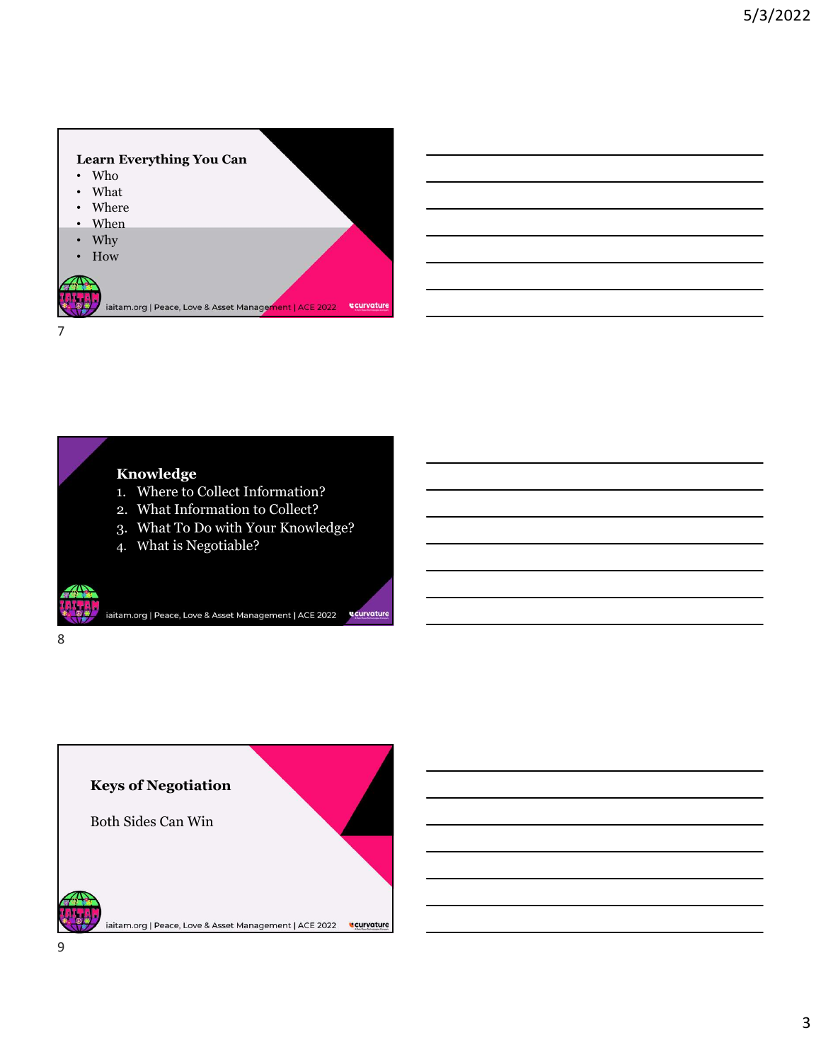## Learn Everything You Can

- Who
- What
- Where
- When
- Why
- How

iaitam.org | Peace, Love & Asset Management | ACE 2022

## Knowledge

1. Where to Collect Information?
2. What Information to Collect?
3. What To Do with Your Knowledge?
4. What is Negotiable?

iaitam.org | Peace, Love & Asset Management | ACE 2022

## Keys of Negotiation

Both Sides Can Win

iaitam.org | Peace, Love & Asset Management | ACE 2022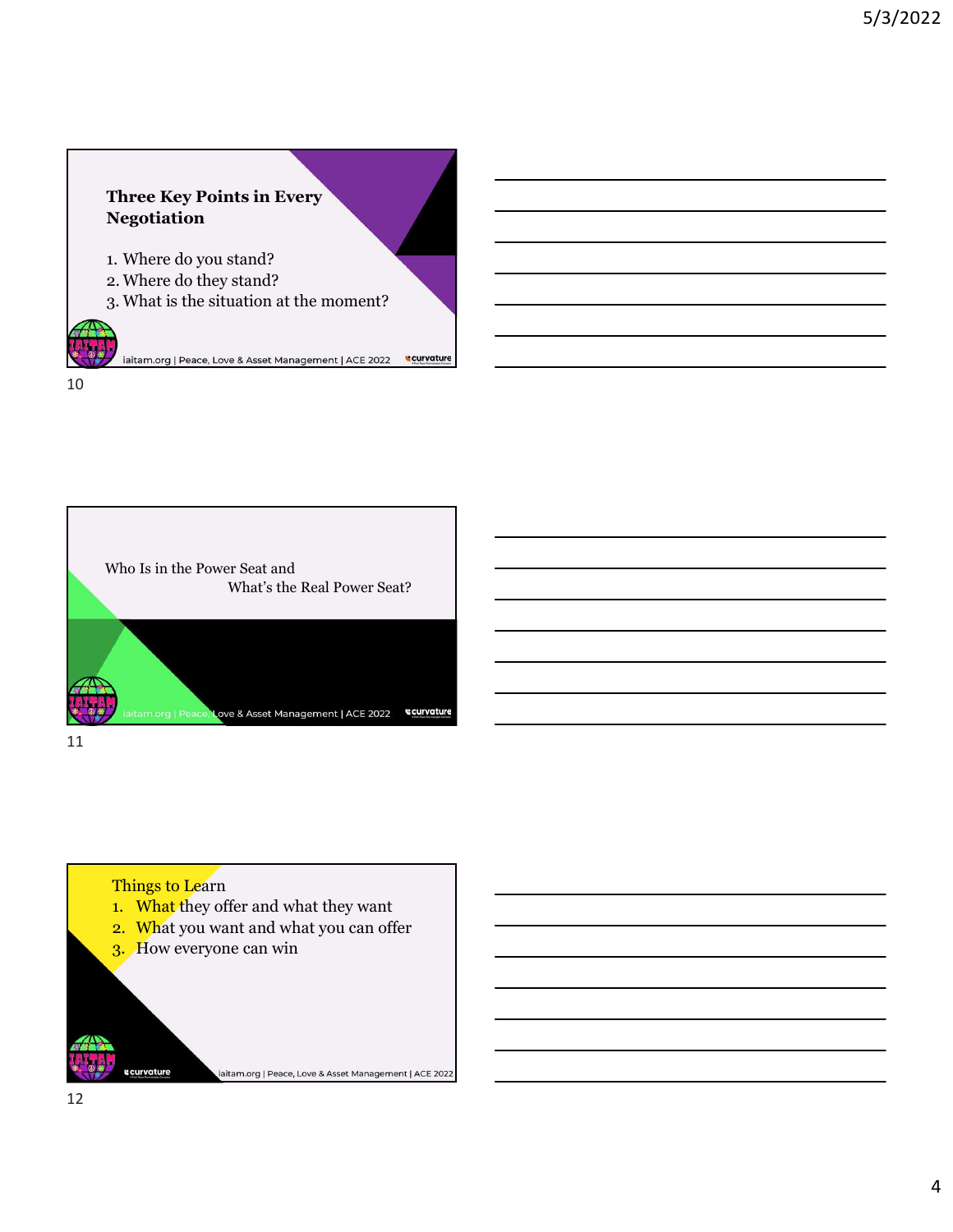## Three Key Points in Every Negotiation

1. Where do you stand?
2. Where do they stand?
3. What is the situation at the moment?

iaitam.org | Peace, Love & Asset Management | ACE 2022

---

Who Is in the Power Seat and What's the Real Power Seat?

iaitam.org | Peace, Love & Asset Management | ACE 2022

---

Things to Learn

1. What they offer and what they want
2. What you want and what you can offer
3. How everyone can win

iaitam.org | Peace, Love & Asset Management | ACE 2022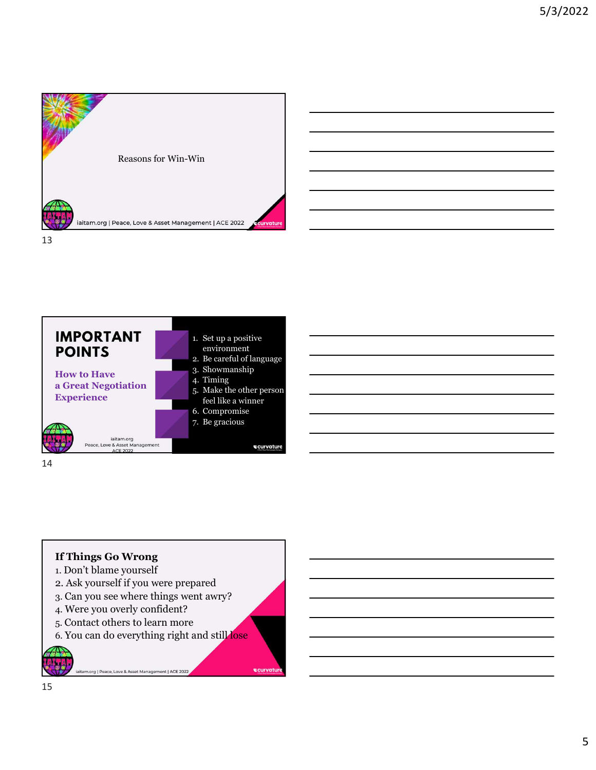Reasons for Win-Win

iaitam.org | Peace, Love & Asset Management | ACE 2022

## IMPORTANT POINTS

### How to Have a Great Negotiation Experience

1. Set up a positive environment
2. Be careful of language
3. Showmanship
4. Timing
5. Make the other person feel like a winner
6. Compromise
7. Be gracious

iaitam.org
Peace, Love & Asset Management
ACE 2022

### If Things Go Wrong

1. Don't blame yourself
2. Ask yourself if you were prepared
3. Can you see where things went awry?
4. Were you overly confident?
5. Contact others to learn more
6. You can do everything right and still lose

iaitam.org | Peace, Love & Asset Management | ACE 2022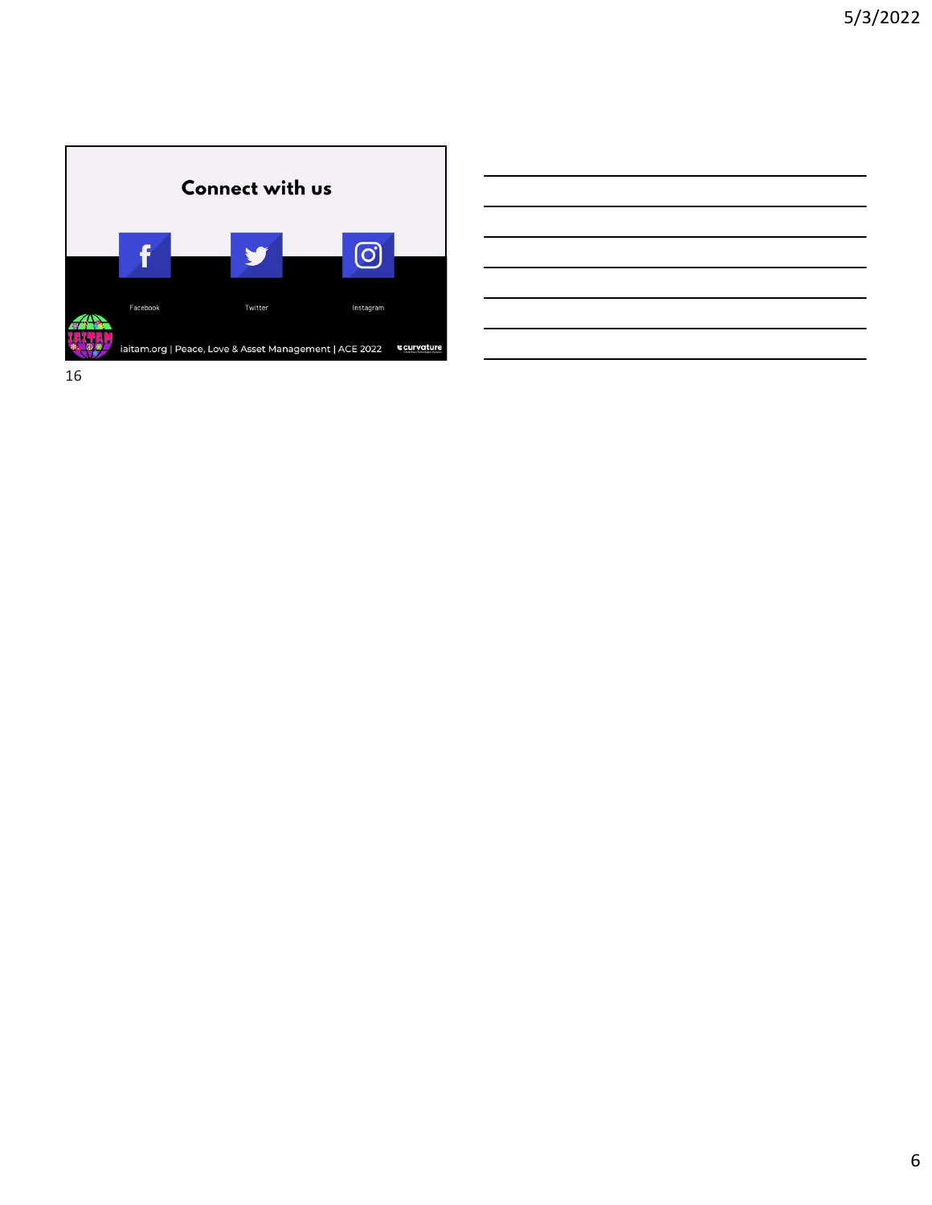## Connect with us

Facebook

Twitter

Instagram

iaitam.org | Peace, Love & Asset Management | ACE 2022

curvature

16